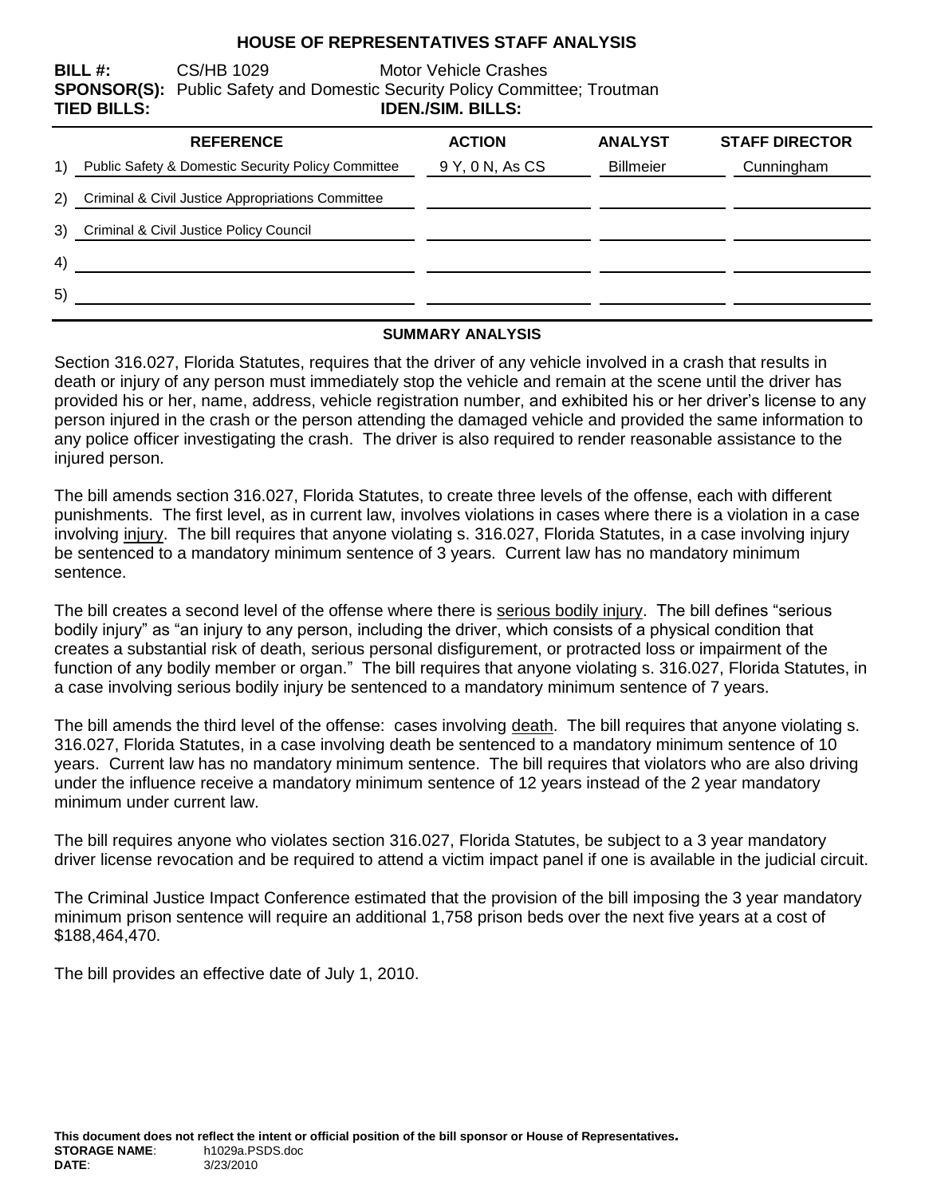# HOUSE OF REPRESENTATIVES STAFF ANALYSIS

**BILL #:** CS/HB 1029 Motor Vehicle Crashes
**SPONSOR(S):** Public Safety and Domestic Security Policy Committee; Troutman
**TIED BILLS:** **IDEN./SIM. BILLS:**

| | REFERENCE | ACTION | ANALYST | STAFF DIRECTOR |
|---|---|---|---|---|
| 1) | Public Safety & Domestic Security Policy Committee | 9 Y, 0 N, As CS | Billmeier | Cunningham |
| 2) | Criminal & Civil Justice Appropriations Committee | | | |
| 3) | Criminal & Civil Justice Policy Council | | | |
| 4) | | | | |
| 5) | | | | |

## SUMMARY ANALYSIS

Section 316.027, Florida Statutes, requires that the driver of any vehicle involved in a crash that results in death or injury of any person must immediately stop the vehicle and remain at the scene until the driver has provided his or her, name, address, vehicle registration number, and exhibited his or her driver's license to any person injured in the crash or the person attending the damaged vehicle and provided the same information to any police officer investigating the crash. The driver is also required to render reasonable assistance to the injured person.

The bill amends section 316.027, Florida Statutes, to create three levels of the offense, each with different punishments. The first level, as in current law, involves violations in cases where there is a violation in a case involving injury. The bill requires that anyone violating s. 316.027, Florida Statutes, in a case involving injury be sentenced to a mandatory minimum sentence of 3 years. Current law has no mandatory minimum sentence.

The bill creates a second level of the offense where there is serious bodily injury. The bill defines "serious bodily injury" as "an injury to any person, including the driver, which consists of a physical condition that creates a substantial risk of death, serious personal disfigurement, or protracted loss or impairment of the function of any bodily member or organ." The bill requires that anyone violating s. 316.027, Florida Statutes, in a case involving serious bodily injury be sentenced to a mandatory minimum sentence of 7 years.

The bill amends the third level of the offense: cases involving death. The bill requires that anyone violating s. 316.027, Florida Statutes, in a case involving death be sentenced to a mandatory minimum sentence of 10 years. Current law has no mandatory minimum sentence. The bill requires that violators who are also driving under the influence receive a mandatory minimum sentence of 12 years instead of the 2 year mandatory minimum under current law.

The bill requires anyone who violates section 316.027, Florida Statutes, be subject to a 3 year mandatory driver license revocation and be required to attend a victim impact panel if one is available in the judicial circuit.

The Criminal Justice Impact Conference estimated that the provision of the bill imposing the 3 year mandatory minimum prison sentence will require an additional 1,758 prison beds over the next five years at a cost of $188,464,470.

The bill provides an effective date of July 1, 2010.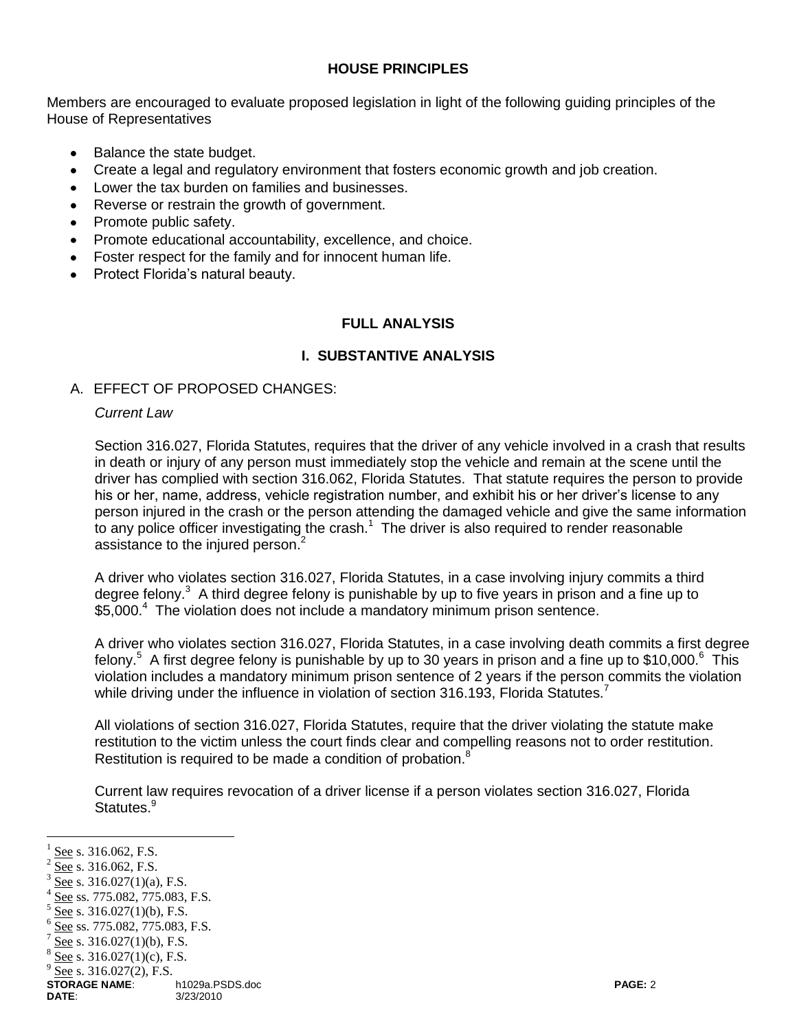## HOUSE PRINCIPLES

Members are encouraged to evaluate proposed legislation in light of the following guiding principles of the House of Representatives

- Balance the state budget.
- Create a legal and regulatory environment that fosters economic growth and job creation.
- Lower the tax burden on families and businesses.
- Reverse or restrain the growth of government.
- Promote public safety.
- Promote educational accountability, excellence, and choice.
- Foster respect for the family and for innocent human life.
- Protect Florida's natural beauty.

## FULL ANALYSIS

### I. SUBSTANTIVE ANALYSIS

A. EFFECT OF PROPOSED CHANGES:

*Current Law*

Section 316.027, Florida Statutes, requires that the driver of any vehicle involved in a crash that results in death or injury of any person must immediately stop the vehicle and remain at the scene until the driver has complied with section 316.062, Florida Statutes. That statute requires the person to provide his or her, name, address, vehicle registration number, and exhibit his or her driver's license to any person injured in the crash or the person attending the damaged vehicle and give the same information to any police officer investigating the crash.[1] The driver is also required to render reasonable assistance to the injured person.[2]

A driver who violates section 316.027, Florida Statutes, in a case involving injury commits a third degree felony.[3] A third degree felony is punishable by up to five years in prison and a fine up to $5,000.[4] The violation does not include a mandatory minimum prison sentence.

A driver who violates section 316.027, Florida Statutes, in a case involving death commits a first degree felony.[5] A first degree felony is punishable by up to 30 years in prison and a fine up to $10,000.[6] This violation includes a mandatory minimum prison sentence of 2 years if the person commits the violation while driving under the influence in violation of section 316.193, Florida Statutes.[7]

All violations of section 316.027, Florida Statutes, require that the driver violating the statute make restitution to the victim unless the court finds clear and compelling reasons not to order restitution. Restitution is required to be made a condition of probation.[8]

Current law requires revocation of a driver license if a person violates section 316.027, Florida Statutes.[9]

---

[1] See s. 316.062, F.S.
[2] See s. 316.062, F.S.
[3] See s. 316.027(1)(a), F.S.
[4] See ss. 775.082, 775.083, F.S.
[5] See s. 316.027(1)(b), F.S.
[6] See ss. 775.082, 775.083, F.S.
[7] See s. 316.027(1)(b), F.S.
[8] See s. 316.027(1)(c), F.S.
[9] See s. 316.027(2), F.S.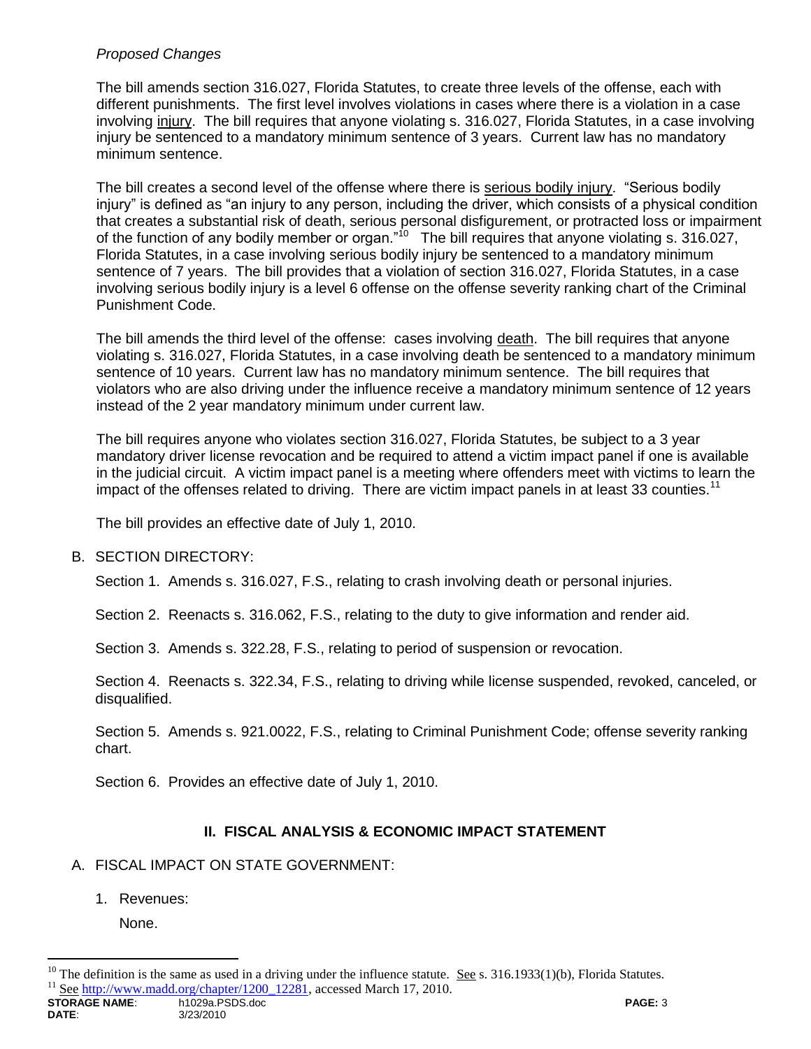*Proposed Changes*

The bill amends section 316.027, Florida Statutes, to create three levels of the offense, each with different punishments. The first level involves violations in cases where there is a violation in a case involving injury. The bill requires that anyone violating s. 316.027, Florida Statutes, in a case involving injury be sentenced to a mandatory minimum sentence of 3 years. Current law has no mandatory minimum sentence.

The bill creates a second level of the offense where there is serious bodily injury. "Serious bodily injury" is defined as "an injury to any person, including the driver, which consists of a physical condition that creates a substantial risk of death, serious personal disfigurement, or protracted loss or impairment of the function of any bodily member or organ."[10] The bill requires that anyone violating s. 316.027, Florida Statutes, in a case involving serious bodily injury be sentenced to a mandatory minimum sentence of 7 years. The bill provides that a violation of section 316.027, Florida Statutes, in a case involving serious bodily injury is a level 6 offense on the offense severity ranking chart of the Criminal Punishment Code.

The bill amends the third level of the offense: cases involving death. The bill requires that anyone violating s. 316.027, Florida Statutes, in a case involving death be sentenced to a mandatory minimum sentence of 10 years. Current law has no mandatory minimum sentence. The bill requires that violators who are also driving under the influence receive a mandatory minimum sentence of 12 years instead of the 2 year mandatory minimum under current law.

The bill requires anyone who violates section 316.027, Florida Statutes, be subject to a 3 year mandatory driver license revocation and be required to attend a victim impact panel if one is available in the judicial circuit. A victim impact panel is a meeting where offenders meet with victims to learn the impact of the offenses related to driving. There are victim impact panels in at least 33 counties.[11]

The bill provides an effective date of July 1, 2010.

B. SECTION DIRECTORY:

Section 1. Amends s. 316.027, F.S., relating to crash involving death or personal injuries.

Section 2. Reenacts s. 316.062, F.S., relating to the duty to give information and render aid.

Section 3. Amends s. 322.28, F.S., relating to period of suspension or revocation.

Section 4. Reenacts s. 322.34, F.S., relating to driving while license suspended, revoked, canceled, or disqualified.

Section 5. Amends s. 921.0022, F.S., relating to Criminal Punishment Code; offense severity ranking chart.

Section 6. Provides an effective date of July 1, 2010.

## II. FISCAL ANALYSIS & ECONOMIC IMPACT STATEMENT

A. FISCAL IMPACT ON STATE GOVERNMENT:

1. Revenues:

   None.

---

[10] The definition is the same as used in a driving under the influence statute. See s. 316.1933(1)(b), Florida Statutes.

[11] See http://www.madd.org/chapter/1200_12281, accessed March 17, 2010.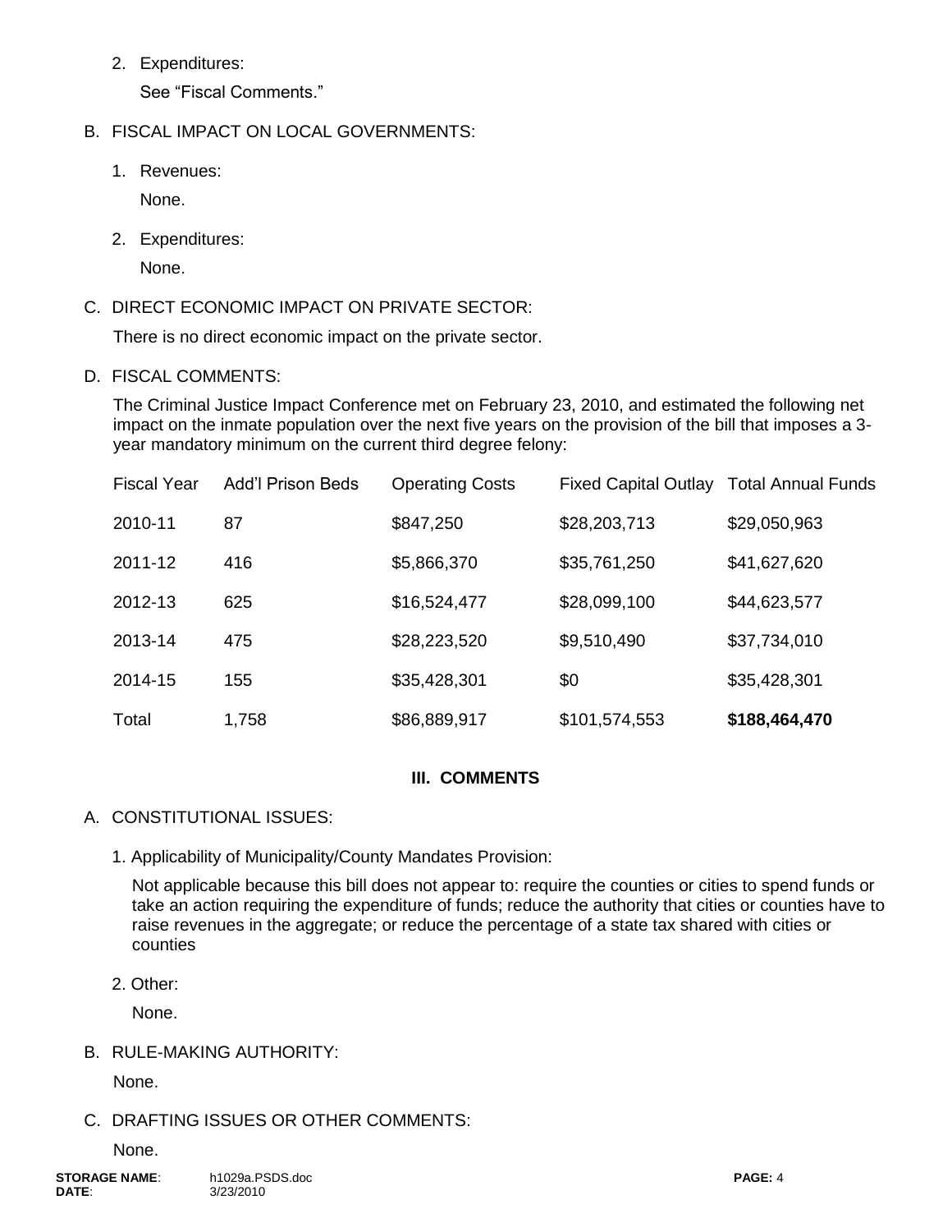2. Expenditures:

   See "Fiscal Comments."

B. FISCAL IMPACT ON LOCAL GOVERNMENTS:

1. Revenues:

   None.

2. Expenditures:

   None.

C. DIRECT ECONOMIC IMPACT ON PRIVATE SECTOR:

There is no direct economic impact on the private sector.

D. FISCAL COMMENTS:

The Criminal Justice Impact Conference met on February 23, 2010, and estimated the following net impact on the inmate population over the next five years on the provision of the bill that imposes a 3-year mandatory minimum on the current third degree felony:

| Fiscal Year | Add'l Prison Beds | Operating Costs | Fixed Capital Outlay | Total Annual Funds |
|---|---|---|---|---|
| 2010-11 | 87 | $847,250 | $28,203,713 | $29,050,963 |
| 2011-12 | 416 | $5,866,370 | $35,761,250 | $41,627,620 |
| 2012-13 | 625 | $16,524,477 | $28,099,100 | $44,623,577 |
| 2013-14 | 475 | $28,223,520 | $9,510,490 | $37,734,010 |
| 2014-15 | 155 | $35,428,301 | $0 | $35,428,301 |
| Total | 1,758 | $86,889,917 | $101,574,553 | **$188,464,470** |

## III. COMMENTS

A. CONSTITUTIONAL ISSUES:

1. Applicability of Municipality/County Mandates Provision:

   Not applicable because this bill does not appear to: require the counties or cities to spend funds or take an action requiring the expenditure of funds; reduce the authority that cities or counties have to raise revenues in the aggregate; or reduce the percentage of a state tax shared with cities or counties

2. Other:

   None.

B. RULE-MAKING AUTHORITY:

None.

C. DRAFTING ISSUES OR OTHER COMMENTS:

None.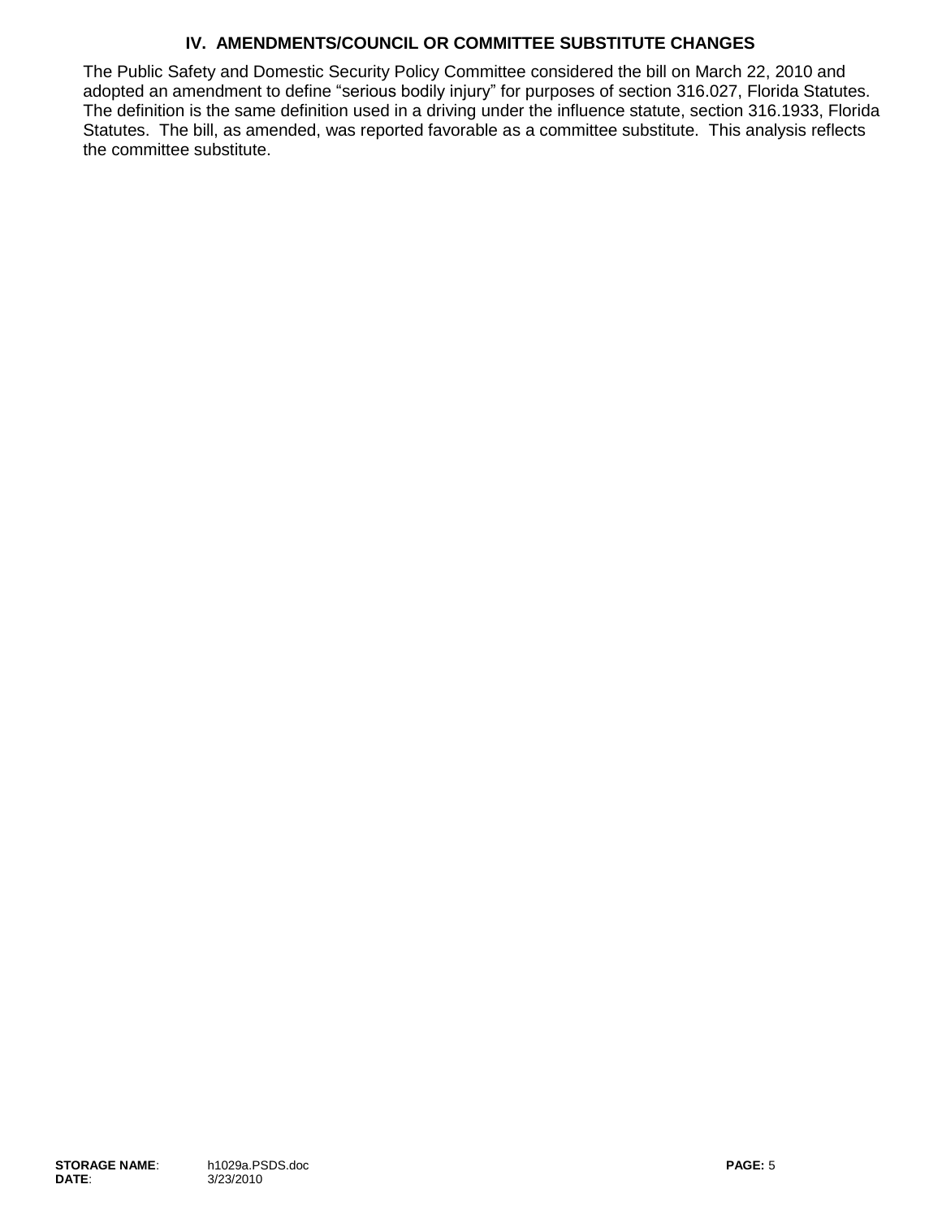## IV. AMENDMENTS/COUNCIL OR COMMITTEE SUBSTITUTE CHANGES

The Public Safety and Domestic Security Policy Committee considered the bill on March 22, 2010 and adopted an amendment to define "serious bodily injury" for purposes of section 316.027, Florida Statutes. The definition is the same definition used in a driving under the influence statute, section 316.1933, Florida Statutes. The bill, as amended, was reported favorable as a committee substitute. This analysis reflects the committee substitute.